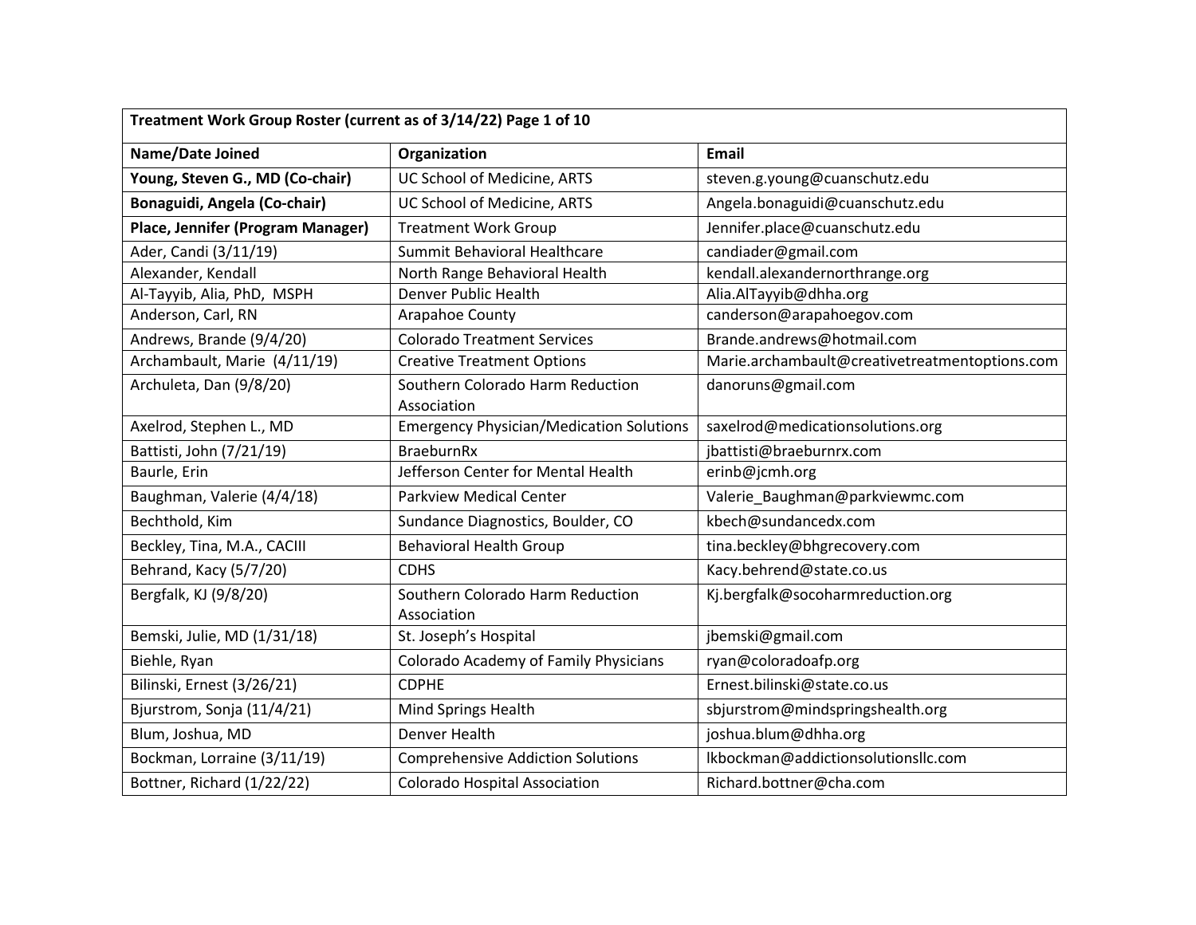| Treatment Work Group Roster (current as of 3/14/22) Page 1 of 10 | | |
|---|---|---|
| **Name/Date Joined** | **Organization** | **Email** |
| **Young, Steven G., MD (Co-chair)** | UC School of Medicine, ARTS | steven.g.young@cuanschutz.edu |
| **Bonaguidi, Angela (Co-chair)** | UC School of Medicine, ARTS | Angela.bonaguidi@cuanschutz.edu |
| **Place, Jennifer (Program Manager)** | Treatment Work Group | Jennifer.place@cuanschutz.edu |
| Ader, Candi (3/11/19) | Summit Behavioral Healthcare | candiader@gmail.com |
| Alexander, Kendall | North Range Behavioral Health | kendall.alexandernorthrange.org |
| Al-Tayyib, Alia, PhD, MSPH | Denver Public Health | Alia.AlTayyib@dhha.org |
| Anderson, Carl, RN | Arapahoe County | canderson@arapahoegov.com |
| Andrews, Brande (9/4/20) | Colorado Treatment Services | Brande.andrews@hotmail.com |
| Archambault, Marie (4/11/19) | Creative Treatment Options | Marie.archambault@creativetreatmentoptions.com |
| Archuleta, Dan (9/8/20) | Southern Colorado Harm Reduction Association | danoruns@gmail.com |
| Axelrod, Stephen L., MD | Emergency Physician/Medication Solutions | saxelrod@medicationsolutions.org |
| Battisti, John (7/21/19) | BraeburnRx | jbattisti@braeburnrx.com |
| Baurle, Erin | Jefferson Center for Mental Health | erinb@jcmh.org |
| Baughman, Valerie (4/4/18) | Parkview Medical Center | Valerie_Baughman@parkviewmc.com |
| Bechthold, Kim | Sundance Diagnostics, Boulder, CO | kbech@sundancedx.com |
| Beckley, Tina, M.A., CACIII | Behavioral Health Group | tina.beckley@bhgrecovery.com |
| Behrand, Kacy (5/7/20) | CDHS | Kacy.behrend@state.co.us |
| Bergfalk, KJ (9/8/20) | Southern Colorado Harm Reduction Association | Kj.bergfalk@socoharmreduction.org |
| Bemski, Julie, MD (1/31/18) | St. Joseph's Hospital | jbemski@gmail.com |
| Biehle, Ryan | Colorado Academy of Family Physicians | ryan@coloradoafp.org |
| Bilinski, Ernest (3/26/21) | CDPHE | Ernest.bilinski@state.co.us |
| Bjurstrom, Sonja (11/4/21) | Mind Springs Health | sbjurstrom@mindspringshealth.org |
| Blum, Joshua, MD | Denver Health | joshua.blum@dhha.org |
| Bockman, Lorraine (3/11/19) | Comprehensive Addiction Solutions | lkbockman@addictionsolutionsllc.com |
| Bottner, Richard (1/22/22) | Colorado Hospital Association | Richard.bottner@cha.com |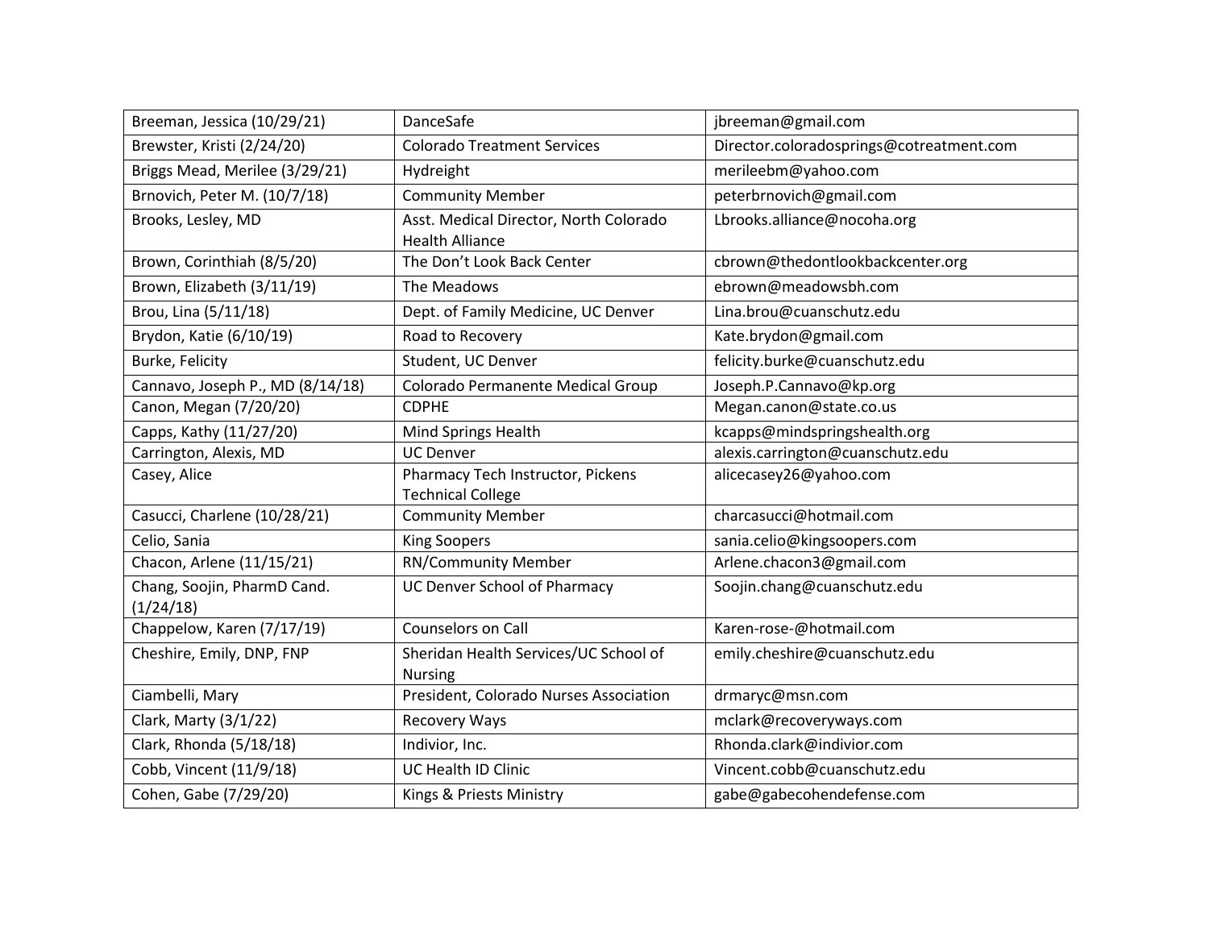| Breeman, Jessica (10/29/21) | DanceSafe | jbreeman@gmail.com |
|---|---|---|
| Brewster, Kristi (2/24/20) | Colorado Treatment Services | Director.coloradosprings@cotreatment.com |
| Briggs Mead, Merilee (3/29/21) | Hydreight | merileebm@yahoo.com |
| Brnovich, Peter M. (10/7/18) | Community Member | peterbrnovich@gmail.com |
| Brooks, Lesley, MD | Asst. Medical Director, North Colorado Health Alliance | Lbrooks.alliance@nocoha.org |
| Brown, Corinthiah (8/5/20) | The Don't Look Back Center | cbrown@thedontlookbackcenter.org |
| Brown, Elizabeth (3/11/19) | The Meadows | ebrown@meadowsbh.com |
| Brou, Lina (5/11/18) | Dept. of Family Medicine, UC Denver | Lina.brou@cuanschutz.edu |
| Brydon, Katie (6/10/19) | Road to Recovery | Kate.brydon@gmail.com |
| Burke, Felicity | Student, UC Denver | felicity.burke@cuanschutz.edu |
| Cannavo, Joseph P., MD (8/14/18) | Colorado Permanente Medical Group | Joseph.P.Cannavo@kp.org |
| Canon, Megan (7/20/20) | CDPHE | Megan.canon@state.co.us |
| Capps, Kathy (11/27/20) | Mind Springs Health | kcapps@mindspringshealth.org |
| Carrington, Alexis, MD | UC Denver | alexis.carrington@cuanschutz.edu |
| Casey, Alice | Pharmacy Tech Instructor, Pickens Technical College | alicecasey26@yahoo.com |
| Casucci, Charlene (10/28/21) | Community Member | charcasucci@hotmail.com |
| Celio, Sania | King Soopers | sania.celio@kingsoopers.com |
| Chacon, Arlene (11/15/21) | RN/Community Member | Arlene.chacon3@gmail.com |
| Chang, Soojin, PharmD Cand. (1/24/18) | UC Denver School of Pharmacy | Soojin.chang@cuanschutz.edu |
| Chappelow, Karen (7/17/19) | Counselors on Call | Karen-rose-@hotmail.com |
| Cheshire, Emily, DNP, FNP | Sheridan Health Services/UC School of Nursing | emily.cheshire@cuanschutz.edu |
| Ciambelli, Mary | President, Colorado Nurses Association | drmaryc@msn.com |
| Clark, Marty (3/1/22) | Recovery Ways | mclark@recoveryways.com |
| Clark, Rhonda (5/18/18) | Indivior, Inc. | Rhonda.clark@indivior.com |
| Cobb, Vincent (11/9/18) | UC Health ID Clinic | Vincent.cobb@cuanschutz.edu |
| Cohen, Gabe (7/29/20) | Kings & Priests Ministry | gabe@gabecohendefense.com |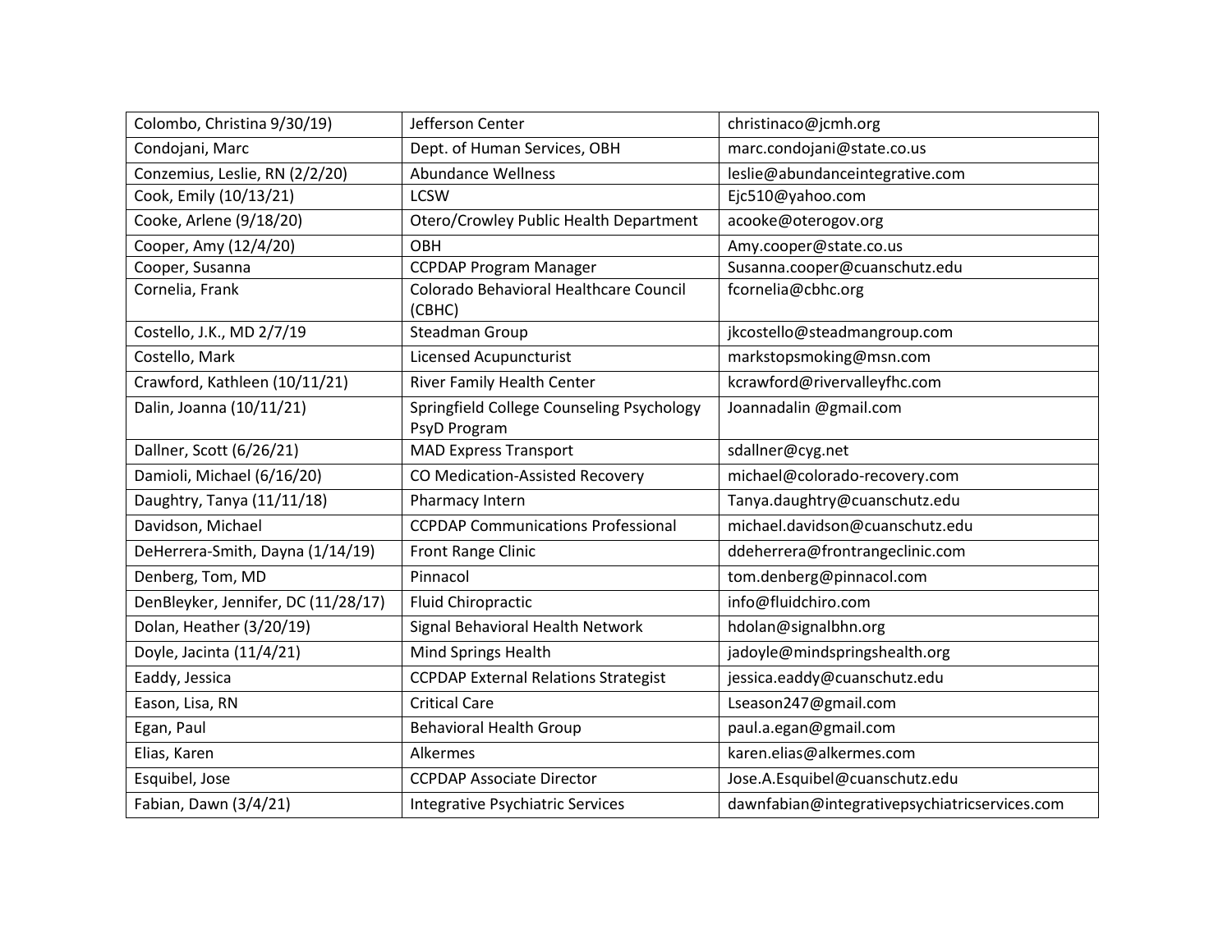| | | |
|---|---|---|
| Colombo, Christina 9/30/19) | Jefferson Center | christinaco@jcmh.org |
| Condojani, Marc | Dept. of Human Services, OBH | marc.condojani@state.co.us |
| Conzemius, Leslie, RN (2/2/20) | Abundance Wellness | leslie@abundanceintegrative.com |
| Cook, Emily (10/13/21) | LCSW | Ejc510@yahoo.com |
| Cooke, Arlene (9/18/20) | Otero/Crowley Public Health Department | acooke@oterogov.org |
| Cooper, Amy (12/4/20) | OBH | Amy.cooper@state.co.us |
| Cooper, Susanna | CCPDAP Program Manager | Susanna.cooper@cuanschutz.edu |
| Cornelia, Frank | Colorado Behavioral Healthcare Council (CBHC) | fcornelia@cbhc.org |
| Costello, J.K., MD 2/7/19 | Steadman Group | jkcostello@steadmangroup.com |
| Costello, Mark | Licensed Acupuncturist | markstopsmoking@msn.com |
| Crawford, Kathleen (10/11/21) | River Family Health Center | kcrawford@rivervalleyfhc.com |
| Dalin, Joanna (10/11/21) | Springfield College Counseling Psychology PsyD Program | Joannadalin @gmail.com |
| Dallner, Scott (6/26/21) | MAD Express Transport | sdallner@cyg.net |
| Damioli, Michael (6/16/20) | CO Medication-Assisted Recovery | michael@colorado-recovery.com |
| Daughtry, Tanya (11/11/18) | Pharmacy Intern | Tanya.daughtry@cuanschutz.edu |
| Davidson, Michael | CCPDAP Communications Professional | michael.davidson@cuanschutz.edu |
| DeHerrera-Smith, Dayna (1/14/19) | Front Range Clinic | ddeherrera@frontrangeclinic.com |
| Denberg, Tom, MD | Pinnacol | tom.denberg@pinnacol.com |
| DenBleyker, Jennifer, DC (11/28/17) | Fluid Chiropractic | info@fluidchiro.com |
| Dolan, Heather (3/20/19) | Signal Behavioral Health Network | hdolan@signalbhn.org |
| Doyle, Jacinta (11/4/21) | Mind Springs Health | jadoyle@mindspringshealth.org |
| Eaddy, Jessica | CCPDAP External Relations Strategist | jessica.eaddy@cuanschutz.edu |
| Eason, Lisa, RN | Critical Care | Lseason247@gmail.com |
| Egan, Paul | Behavioral Health Group | paul.a.egan@gmail.com |
| Elias, Karen | Alkermes | karen.elias@alkermes.com |
| Esquibel, Jose | CCPDAP Associate Director | Jose.A.Esquibel@cuanschutz.edu |
| Fabian, Dawn (3/4/21) | Integrative Psychiatric Services | dawnfabian@integrativepsychiatricservices.com |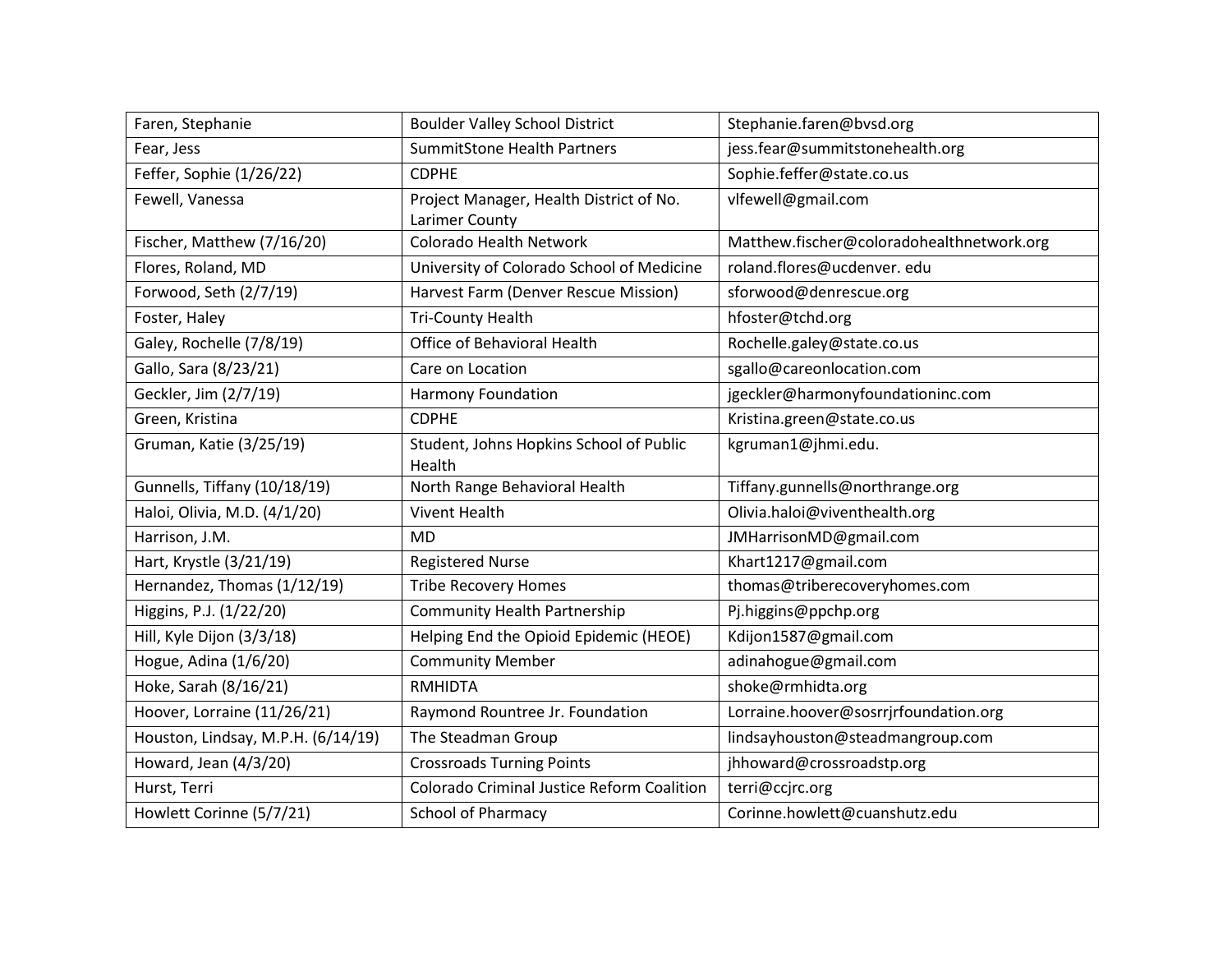| Faren, Stephanie | Boulder Valley School District | Stephanie.faren@bvsd.org |
|---|---|---|
| Fear, Jess | SummitStone Health Partners | jess.fear@summitstonehealth.org |
| Feffer, Sophie (1/26/22) | CDPHE | Sophie.feffer@state.co.us |
| Fewell, Vanessa | Project Manager, Health District of No. Larimer County | vlfewell@gmail.com |
| Fischer, Matthew (7/16/20) | Colorado Health Network | Matthew.fischer@coloradohealthnetwork.org |
| Flores, Roland, MD | University of Colorado School of Medicine | roland.flores@ucdenver. edu |
| Forwood, Seth (2/7/19) | Harvest Farm (Denver Rescue Mission) | sforwood@denrescue.org |
| Foster, Haley | Tri-County Health | hfoster@tchd.org |
| Galey, Rochelle (7/8/19) | Office of Behavioral Health | Rochelle.galey@state.co.us |
| Gallo, Sara (8/23/21) | Care on Location | sgallo@careonlocation.com |
| Geckler, Jim (2/7/19) | Harmony Foundation | jgeckler@harmonyfoundationinc.com |
| Green, Kristina | CDPHE | Kristina.green@state.co.us |
| Gruman, Katie (3/25/19) | Student, Johns Hopkins School of Public Health | kgruman1@jhmi.edu. |
| Gunnells, Tiffany (10/18/19) | North Range Behavioral Health | Tiffany.gunnells@northrange.org |
| Haloi, Olivia, M.D. (4/1/20) | Vivent Health | Olivia.haloi@viventhealth.org |
| Harrison, J.M. | MD | JMHarrisonMD@gmail.com |
| Hart, Krystle (3/21/19) | Registered Nurse | Khart1217@gmail.com |
| Hernandez, Thomas (1/12/19) | Tribe Recovery Homes | thomas@triberecoveryhomes.com |
| Higgins, P.J. (1/22/20) | Community Health Partnership | Pj.higgins@ppchp.org |
| Hill, Kyle Dijon (3/3/18) | Helping End the Opioid Epidemic (HEOE) | Kdijon1587@gmail.com |
| Hogue, Adina (1/6/20) | Community Member | adinahogue@gmail.com |
| Hoke, Sarah (8/16/21) | RMHIDTA | shoke@rmhidta.org |
| Hoover, Lorraine (11/26/21) | Raymond Rountree Jr. Foundation | Lorraine.hoover@sosrrjrfoundation.org |
| Houston, Lindsay, M.P.H. (6/14/19) | The Steadman Group | lindsayhouston@steadmangroup.com |
| Howard, Jean (4/3/20) | Crossroads Turning Points | jhhoward@crossroadstp.org |
| Hurst, Terri | Colorado Criminal Justice Reform Coalition | terri@ccjrc.org |
| Howlett Corinne (5/7/21) | School of Pharmacy | Corinne.howlett@cuanshutz.edu |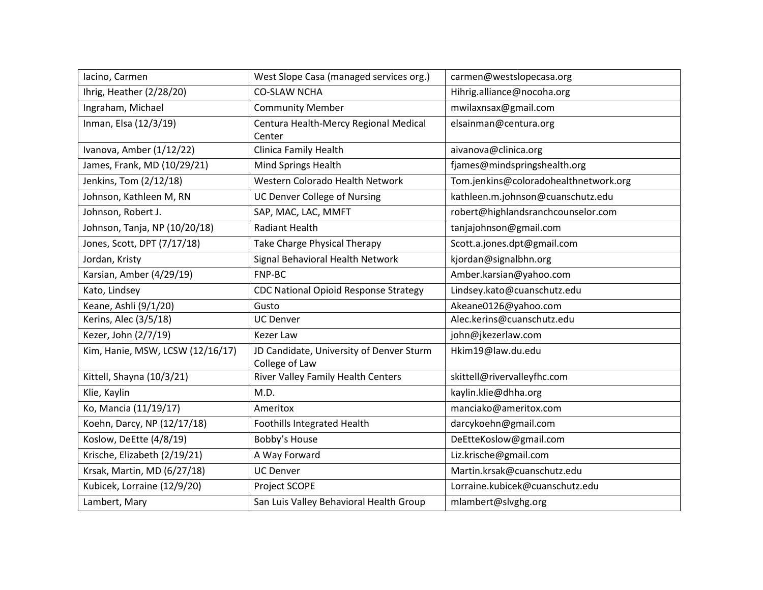| Iacino, Carmen | West Slope Casa (managed services org.) | carmen@westslopecasa.org |
|---|---|---|
| Ihrig, Heather (2/28/20) | CO-SLAW NCHA | Hihrig.alliance@nocoha.org |
| Ingraham, Michael | Community Member | mwilaxnsax@gmail.com |
| Inman, Elsa (12/3/19) | Centura Health-Mercy Regional Medical Center | elsainman@centura.org |
| Ivanova, Amber (1/12/22) | Clinica Family Health | aivanova@clinica.org |
| James, Frank, MD (10/29/21) | Mind Springs Health | fjames@mindspringshealth.org |
| Jenkins, Tom (2/12/18) | Western Colorado Health Network | Tom.jenkins@coloradohealthnetwork.org |
| Johnson, Kathleen M, RN | UC Denver College of Nursing | kathleen.m.johnson@cuanschutz.edu |
| Johnson, Robert J. | SAP, MAC, LAC, MMFT | robert@highlandsranchcounselor.com |
| Johnson, Tanja, NP (10/20/18) | Radiant Health | tanjajohnson@gmail.com |
| Jones, Scott, DPT (7/17/18) | Take Charge Physical Therapy | Scott.a.jones.dpt@gmail.com |
| Jordan, Kristy | Signal Behavioral Health Network | kjordan@signalbhn.org |
| Karsian, Amber (4/29/19) | FNP-BC | Amber.karsian@yahoo.com |
| Kato, Lindsey | CDC National Opioid Response Strategy | Lindsey.kato@cuanschutz.edu |
| Keane, Ashli (9/1/20) | Gusto | Akeane0126@yahoo.com |
| Kerins, Alec (3/5/18) | UC Denver | Alec.kerins@cuanschutz.edu |
| Kezer, John (2/7/19) | Kezer Law | john@jkezerlaw.com |
| Kim, Hanie, MSW, LCSW (12/16/17) | JD Candidate, University of Denver Sturm College of Law | Hkim19@law.du.edu |
| Kittell, Shayna (10/3/21) | River Valley Family Health Centers | skittell@rivervalleyfhc.com |
| Klie, Kaylin | M.D. | kaylin.klie@dhha.org |
| Ko, Mancia (11/19/17) | Ameritox | manciako@ameritox.com |
| Koehn, Darcy, NP (12/17/18) | Foothills Integrated Health | darcykoehn@gmail.com |
| Koslow, DeEtte (4/8/19) | Bobby's House | DeEtteKoslow@gmail.com |
| Krische, Elizabeth (2/19/21) | A Way Forward | Liz.krische@gmail.com |
| Krsak, Martin, MD (6/27/18) | UC Denver | Martin.krsak@cuanschutz.edu |
| Kubicek, Lorraine (12/9/20) | Project SCOPE | Lorraine.kubicek@cuanschutz.edu |
| Lambert, Mary | San Luis Valley Behavioral Health Group | mlambert@slvghg.org |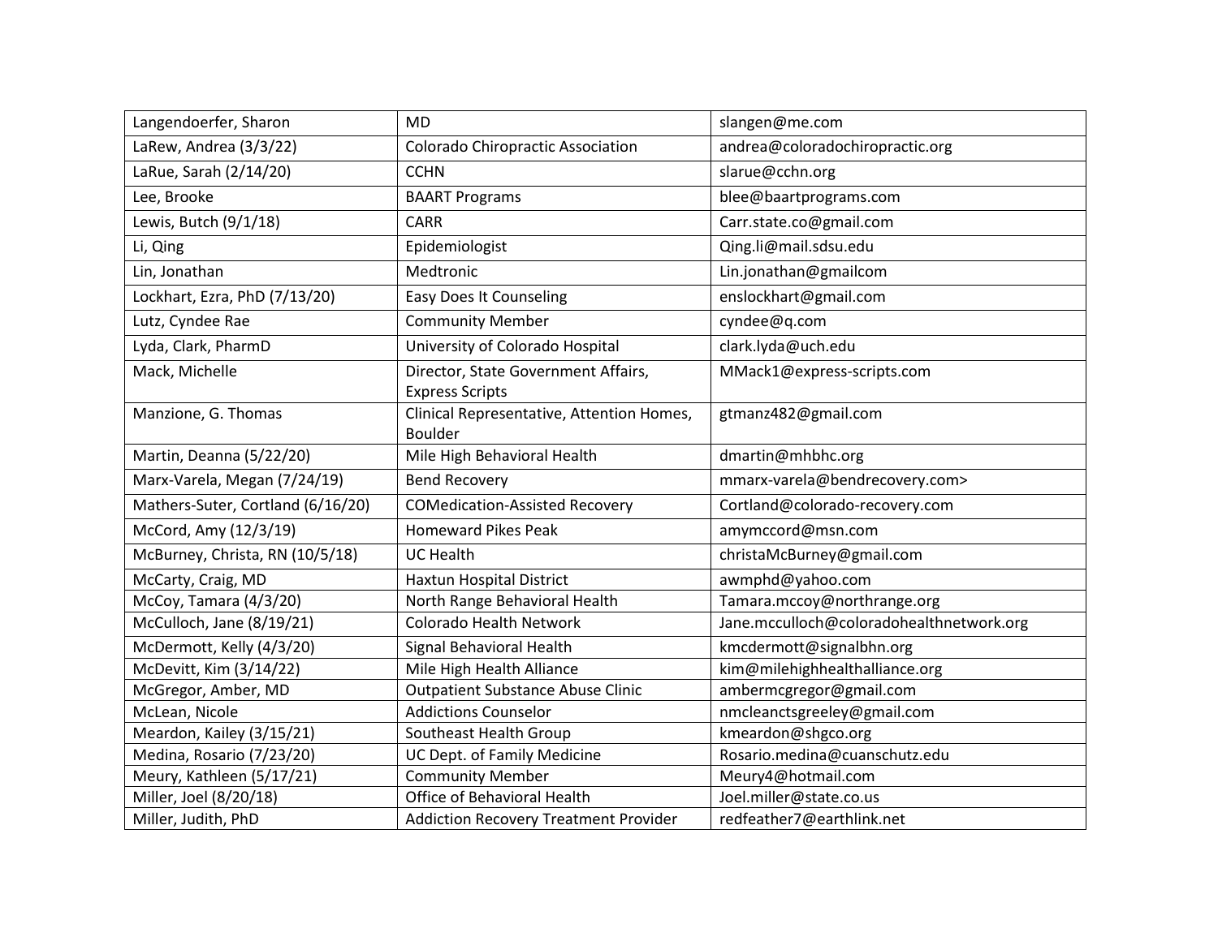| Langendoerfer, Sharon | MD | slangen@me.com |
|---|---|---|
| LaRew, Andrea (3/3/22) | Colorado Chiropractic Association | andrea@coloradochiropractic.org |
| LaRue, Sarah (2/14/20) | CCHN | slarue@cchn.org |
| Lee, Brooke | BAART Programs | blee@baartprograms.com |
| Lewis, Butch (9/1/18) | CARR | Carr.state.co@gmail.com |
| Li, Qing | Epidemiologist | Qing.li@mail.sdsu.edu |
| Lin, Jonathan | Medtronic | Lin.jonathan@gmailcom |
| Lockhart, Ezra, PhD (7/13/20) | Easy Does It Counseling | enslockhart@gmail.com |
| Lutz, Cyndee Rae | Community Member | cyndee@q.com |
| Lyda, Clark, PharmD | University of Colorado Hospital | clark.lyda@uch.edu |
| Mack, Michelle | Director, State Government Affairs, Express Scripts | MMack1@express-scripts.com |
| Manzione, G. Thomas | Clinical Representative, Attention Homes, Boulder | gtmanz482@gmail.com |
| Martin, Deanna (5/22/20) | Mile High Behavioral Health | dmartin@mhbhc.org |
| Marx-Varela, Megan (7/24/19) | Bend Recovery | mmarx-varela@bendrecovery.com> |
| Mathers-Suter, Cortland (6/16/20) | COMedication-Assisted Recovery | Cortland@colorado-recovery.com |
| McCord, Amy (12/3/19) | Homeward Pikes Peak | amymccord@msn.com |
| McBurney, Christa, RN (10/5/18) | UC Health | christaMcBurney@gmail.com |
| McCarty, Craig, MD | Haxtun Hospital District | awmphd@yahoo.com |
| McCoy, Tamara (4/3/20) | North Range Behavioral Health | Tamara.mccoy@northrange.org |
| McCulloch, Jane (8/19/21) | Colorado Health Network | Jane.mcculloch@coloradohealthnetwork.org |
| McDermott, Kelly (4/3/20) | Signal Behavioral Health | kmcdermott@signalbhn.org |
| McDevitt, Kim (3/14/22) | Mile High Health Alliance | kim@milehighhealthalliance.org |
| McGregor, Amber, MD | Outpatient Substance Abuse Clinic | ambermcgregor@gmail.com |
| McLean, Nicole | Addictions Counselor | nmcleanctsgreeley@gmail.com |
| Meardon, Kailey (3/15/21) | Southeast Health Group | kmeardon@shgco.org |
| Medina, Rosario (7/23/20) | UC Dept. of Family Medicine | Rosario.medina@cuanschutz.edu |
| Meury, Kathleen (5/17/21) | Community Member | Meury4@hotmail.com |
| Miller, Joel (8/20/18) | Office of Behavioral Health | Joel.miller@state.co.us |
| Miller, Judith, PhD | Addiction Recovery Treatment Provider | redfeather7@earthlink.net |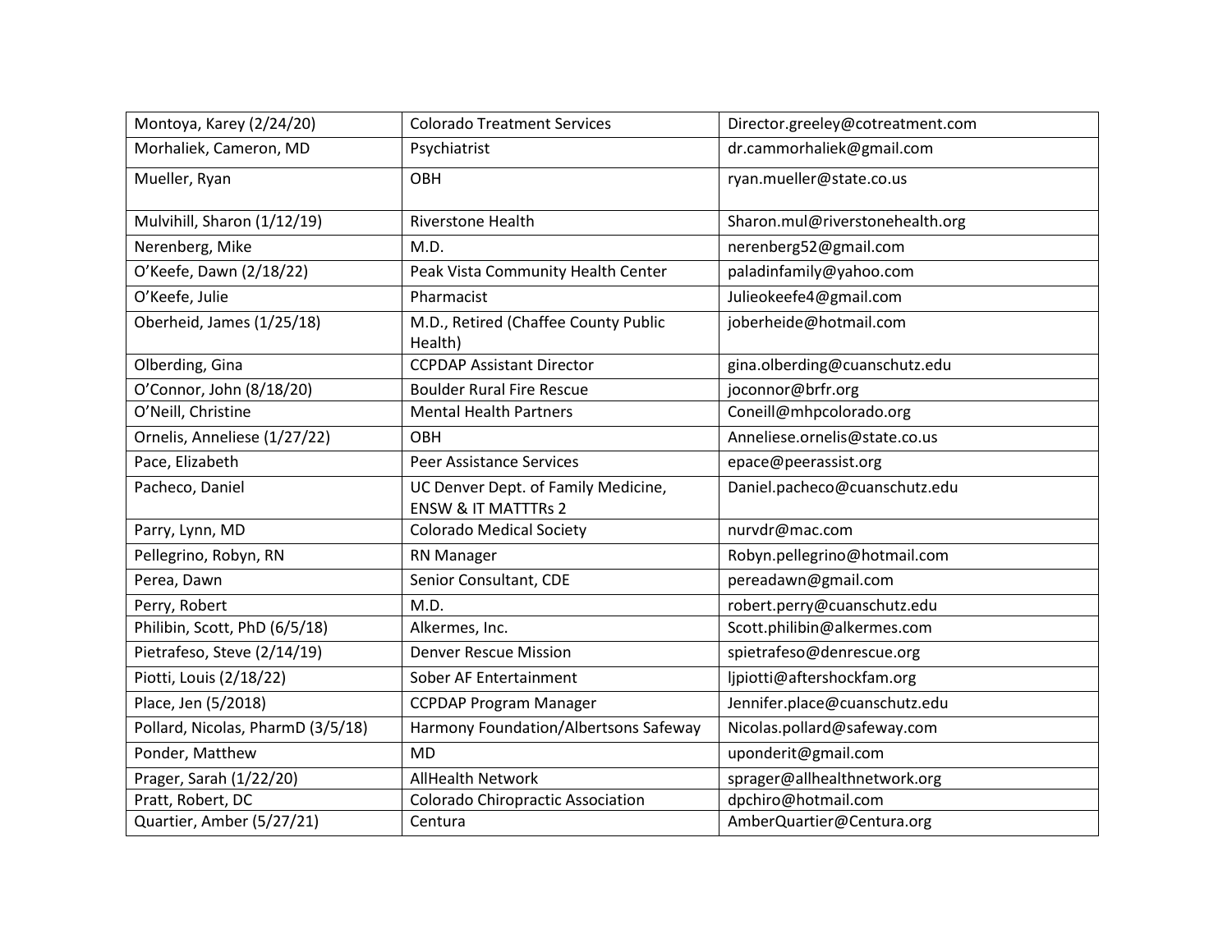| Montoya, Karey (2/24/20) | Colorado Treatment Services | Director.greeley@cotreatment.com |
|---|---|---|
| Morhaliek, Cameron, MD | Psychiatrist | dr.cammorhaliek@gmail.com |
| Mueller, Ryan | OBH | ryan.mueller@state.co.us |
| Mulvihill, Sharon (1/12/19) | Riverstone Health | Sharon.mul@riverstonehealth.org |
| Nerenberg, Mike | M.D. | nerenberg52@gmail.com |
| O'Keefe, Dawn (2/18/22) | Peak Vista Community Health Center | paladinfamily@yahoo.com |
| O'Keefe, Julie | Pharmacist | Julieokeefe4@gmail.com |
| Oberheid, James (1/25/18) | M.D., Retired (Chaffee County Public Health) | joberheide@hotmail.com |
| Olberding, Gina | CCPDAP Assistant Director | gina.olberding@cuanschutz.edu |
| O'Connor, John (8/18/20) | Boulder Rural Fire Rescue | joconnor@brfr.org |
| O'Neill, Christine | Mental Health Partners | Coneill@mhpcolorado.org |
| Ornelis, Anneliese (1/27/22) | OBH | Anneliese.ornelis@state.co.us |
| Pace, Elizabeth | Peer Assistance Services | epace@peerassist.org |
| Pacheco, Daniel | UC Denver Dept. of Family Medicine, ENSW & IT MATTTRs 2 | Daniel.pacheco@cuanschutz.edu |
| Parry, Lynn, MD | Colorado Medical Society | nurvdr@mac.com |
| Pellegrino, Robyn, RN | RN Manager | Robyn.pellegrino@hotmail.com |
| Perea, Dawn | Senior Consultant, CDE | pereadawn@gmail.com |
| Perry, Robert | M.D. | robert.perry@cuanschutz.edu |
| Philibin, Scott, PhD (6/5/18) | Alkermes, Inc. | Scott.philibin@alkermes.com |
| Pietrafeso, Steve (2/14/19) | Denver Rescue Mission | spietrafeso@denrescue.org |
| Piotti, Louis (2/18/22) | Sober AF Entertainment | ljpiotti@aftershockfam.org |
| Place, Jen (5/2018) | CCPDAP Program Manager | Jennifer.place@cuanschutz.edu |
| Pollard, Nicolas, PharmD (3/5/18) | Harmony Foundation/Albertsons Safeway | Nicolas.pollard@safeway.com |
| Ponder, Matthew | MD | uponderit@gmail.com |
| Prager, Sarah (1/22/20) | AllHealth Network | sprager@allhealthnetwork.org |
| Pratt, Robert, DC | Colorado Chiropractic Association | dpchiro@hotmail.com |
| Quartier, Amber (5/27/21) | Centura | AmberQuartier@Centura.org |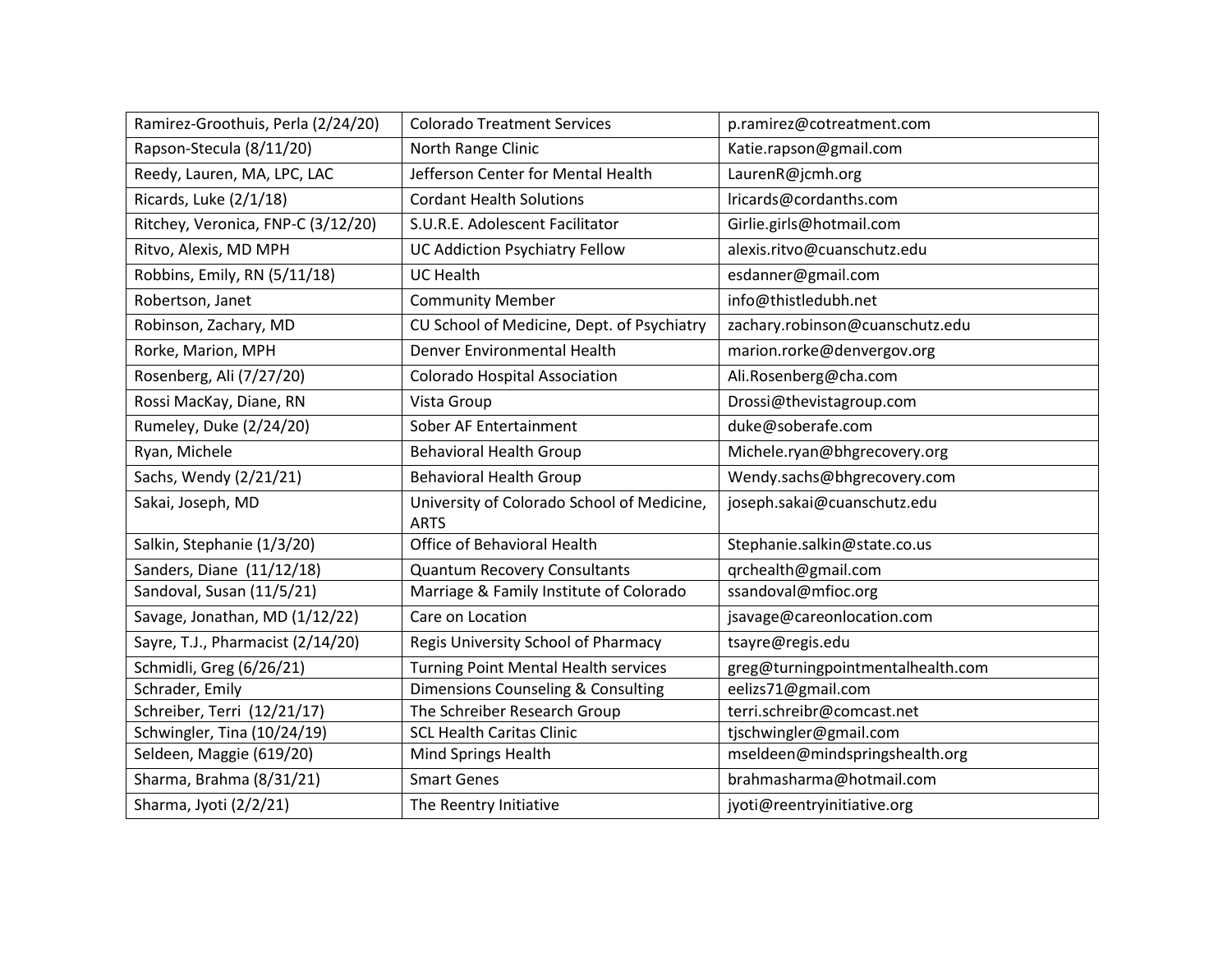| Ramirez-Groothuis, Perla (2/24/20) | Colorado Treatment Services | p.ramirez@cotreatment.com |
|---|---|---|
| Rapson-Stecula (8/11/20) | North Range Clinic | Katie.rapson@gmail.com |
| Reedy, Lauren, MA, LPC, LAC | Jefferson Center for Mental Health | LaurenR@jcmh.org |
| Ricards, Luke (2/1/18) | Cordant Health Solutions | lricards@cordanths.com |
| Ritchey, Veronica, FNP-C (3/12/20) | S.U.R.E. Adolescent Facilitator | Girlie.girls@hotmail.com |
| Ritvo, Alexis, MD MPH | UC Addiction Psychiatry Fellow | alexis.ritvo@cuanschutz.edu |
| Robbins, Emily, RN (5/11/18) | UC Health | esdanner@gmail.com |
| Robertson, Janet | Community Member | info@thistledubh.net |
| Robinson, Zachary, MD | CU School of Medicine, Dept. of Psychiatry | zachary.robinson@cuanschutz.edu |
| Rorke, Marion, MPH | Denver Environmental Health | marion.rorke@denvergov.org |
| Rosenberg, Ali (7/27/20) | Colorado Hospital Association | Ali.Rosenberg@cha.com |
| Rossi MacKay, Diane, RN | Vista Group | Drossi@thevistagroup.com |
| Rumeley, Duke (2/24/20) | Sober AF Entertainment | duke@soberafe.com |
| Ryan, Michele | Behavioral Health Group | Michele.ryan@bhgrecovery.org |
| Sachs, Wendy (2/21/21) | Behavioral Health Group | Wendy.sachs@bhgrecovery.com |
| Sakai, Joseph, MD | University of Colorado School of Medicine, ARTS | joseph.sakai@cuanschutz.edu |
| Salkin, Stephanie (1/3/20) | Office of Behavioral Health | Stephanie.salkin@state.co.us |
| Sanders, Diane (11/12/18) | Quantum Recovery Consultants | qrchealth@gmail.com |
| Sandoval, Susan (11/5/21) | Marriage & Family Institute of Colorado | ssandoval@mfioc.org |
| Savage, Jonathan, MD (1/12/22) | Care on Location | jsavage@careonlocation.com |
| Sayre, T.J., Pharmacist (2/14/20) | Regis University School of Pharmacy | tsayre@regis.edu |
| Schmidli, Greg (6/26/21) | Turning Point Mental Health services | greg@turningpointmentalhealth.com |
| Schrader, Emily | Dimensions Counseling & Consulting | eelizs71@gmail.com |
| Schreiber, Terri (12/21/17) | The Schreiber Research Group | terri.schreibr@comcast.net |
| Schwingler, Tina (10/24/19) | SCL Health Caritas Clinic | tjschwingler@gmail.com |
| Seldeen, Maggie (619/20) | Mind Springs Health | mseldeen@mindspringshealth.org |
| Sharma, Brahma (8/31/21) | Smart Genes | brahmasharma@hotmail.com |
| Sharma, Jyoti (2/2/21) | The Reentry Initiative | jyoti@reentryinitiative.org |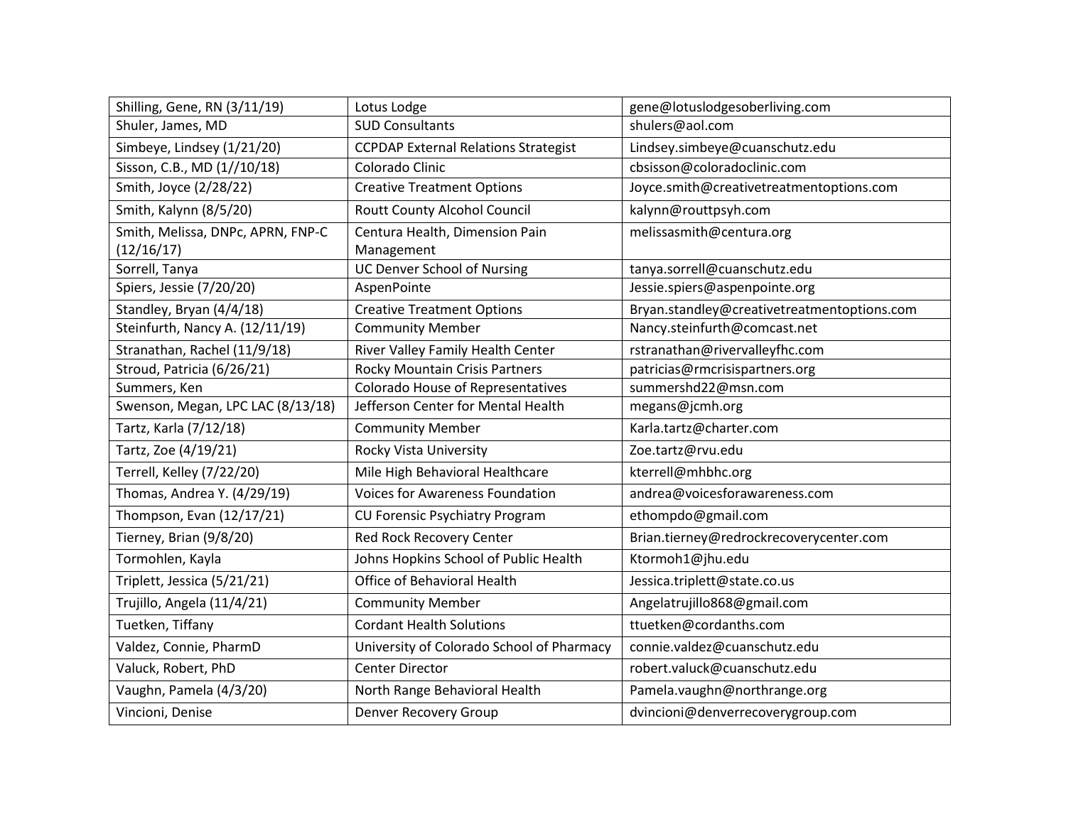| Shilling, Gene, RN (3/11/19) | Lotus Lodge | gene@lotuslodgesoberliving.com |
| --- | --- | --- |
| Shuler, James, MD | SUD Consultants | shulers@aol.com |
| Simbeye, Lindsey (1/21/20) | CCPDAP External Relations Strategist | Lindsey.simbeye@cuanschutz.edu |
| Sisson, C.B., MD (1//10/18) | Colorado Clinic | cbsisson@coloradoclinic.com |
| Smith, Joyce (2/28/22) | Creative Treatment Options | Joyce.smith@creativetreatmentoptions.com |
| Smith, Kalynn (8/5/20) | Routt County Alcohol Council | kalynn@routtpsyh.com |
| Smith, Melissa, DNPc, APRN, FNP-C (12/16/17) | Centura Health, Dimension Pain Management | melissasmith@centura.org |
| Sorrell, Tanya | UC Denver School of Nursing | tanya.sorrell@cuanschutz.edu |
| Spiers, Jessie (7/20/20) | AspenPointe | Jessie.spiers@aspenpointe.org |
| Standley, Bryan (4/4/18) | Creative Treatment Options | Bryan.standley@creativetreatmentoptions.com |
| Steinfurth, Nancy A. (12/11/19) | Community Member | Nancy.steinfurth@comcast.net |
| Stranathan, Rachel (11/9/18) | River Valley Family Health Center | rstranathan@rivervalleyfhc.com |
| Stroud, Patricia (6/26/21) | Rocky Mountain Crisis Partners | patricias@rmcrisispartners.org |
| Summers, Ken | Colorado House of Representatives | summershd22@msn.com |
| Swenson, Megan, LPC LAC (8/13/18) | Jefferson Center for Mental Health | megans@jcmh.org |
| Tartz, Karla (7/12/18) | Community Member | Karla.tartz@charter.com |
| Tartz, Zoe (4/19/21) | Rocky Vista University | Zoe.tartz@rvu.edu |
| Terrell, Kelley (7/22/20) | Mile High Behavioral Healthcare | kterrell@mhbhc.org |
| Thomas, Andrea Y. (4/29/19) | Voices for Awareness Foundation | andrea@voicesforawareness.com |
| Thompson, Evan (12/17/21) | CU Forensic Psychiatry Program | ethompdo@gmail.com |
| Tierney, Brian (9/8/20) | Red Rock Recovery Center | Brian.tierney@redrockrecoverycenter.com |
| Tormohlen, Kayla | Johns Hopkins School of Public Health | Ktormoh1@jhu.edu |
| Triplett, Jessica (5/21/21) | Office of Behavioral Health | Jessica.triplett@state.co.us |
| Trujillo, Angela (11/4/21) | Community Member | Angelatrujillo868@gmail.com |
| Tuetken, Tiffany | Cordant Health Solutions | ttuetken@cordanths.com |
| Valdez, Connie, PharmD | University of Colorado School of Pharmacy | connie.valdez@cuanschutz.edu |
| Valuck, Robert, PhD | Center Director | robert.valuck@cuanschutz.edu |
| Vaughn, Pamela (4/3/20) | North Range Behavioral Health | Pamela.vaughn@northrange.org |
| Vincioni, Denise | Denver Recovery Group | dvincioni@denverrecoverygroup.com |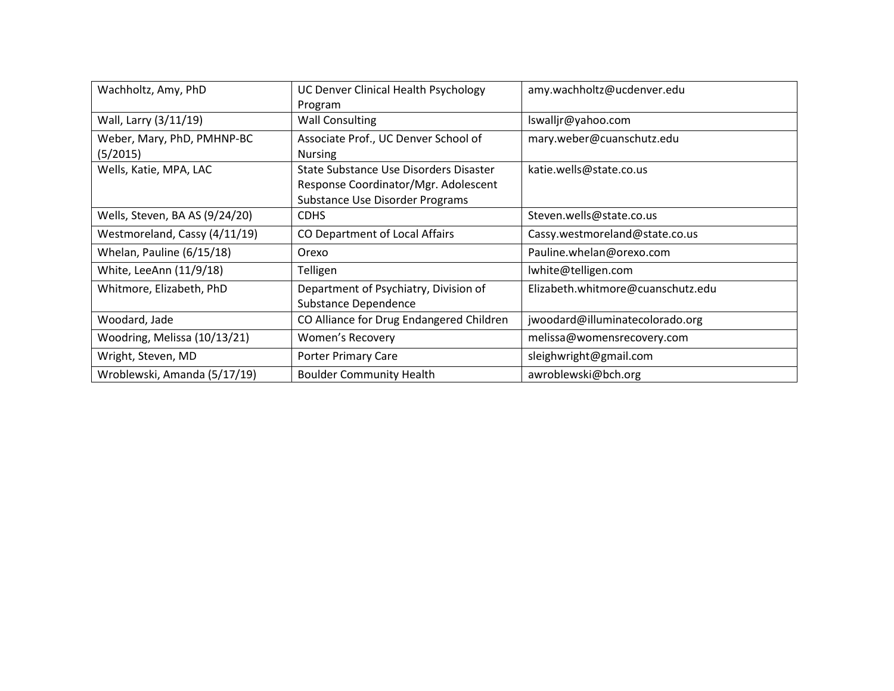| | | |
|---|---|---|
| Wachholtz, Amy, PhD | UC Denver Clinical Health Psychology Program | amy.wachholtz@ucdenver.edu |
| Wall, Larry (3/11/19) | Wall Consulting | lswalljr@yahoo.com |
| Weber, Mary, PhD, PMHNP-BC (5/2015) | Associate Prof., UC Denver School of Nursing | mary.weber@cuanschutz.edu |
| Wells, Katie, MPA, LAC | State Substance Use Disorders Disaster Response Coordinator/Mgr. Adolescent Substance Use Disorder Programs | katie.wells@state.co.us |
| Wells, Steven, BA AS (9/24/20) | CDHS | Steven.wells@state.co.us |
| Westmoreland, Cassy (4/11/19) | CO Department of Local Affairs | Cassy.westmoreland@state.co.us |
| Whelan, Pauline (6/15/18) | Orexo | Pauline.whelan@orexo.com |
| White, LeeAnn (11/9/18) | Telligen | lwhite@telligen.com |
| Whitmore, Elizabeth, PhD | Department of Psychiatry, Division of Substance Dependence | Elizabeth.whitmore@cuanschutz.edu |
| Woodard, Jade | CO Alliance for Drug Endangered Children | jwoodard@illuminatecolorado.org |
| Woodring, Melissa (10/13/21) | Women's Recovery | melissa@womensrecovery.com |
| Wright, Steven, MD | Porter Primary Care | sleighwright@gmail.com |
| Wroblewski, Amanda (5/17/19) | Boulder Community Health | awroblewski@bch.org |